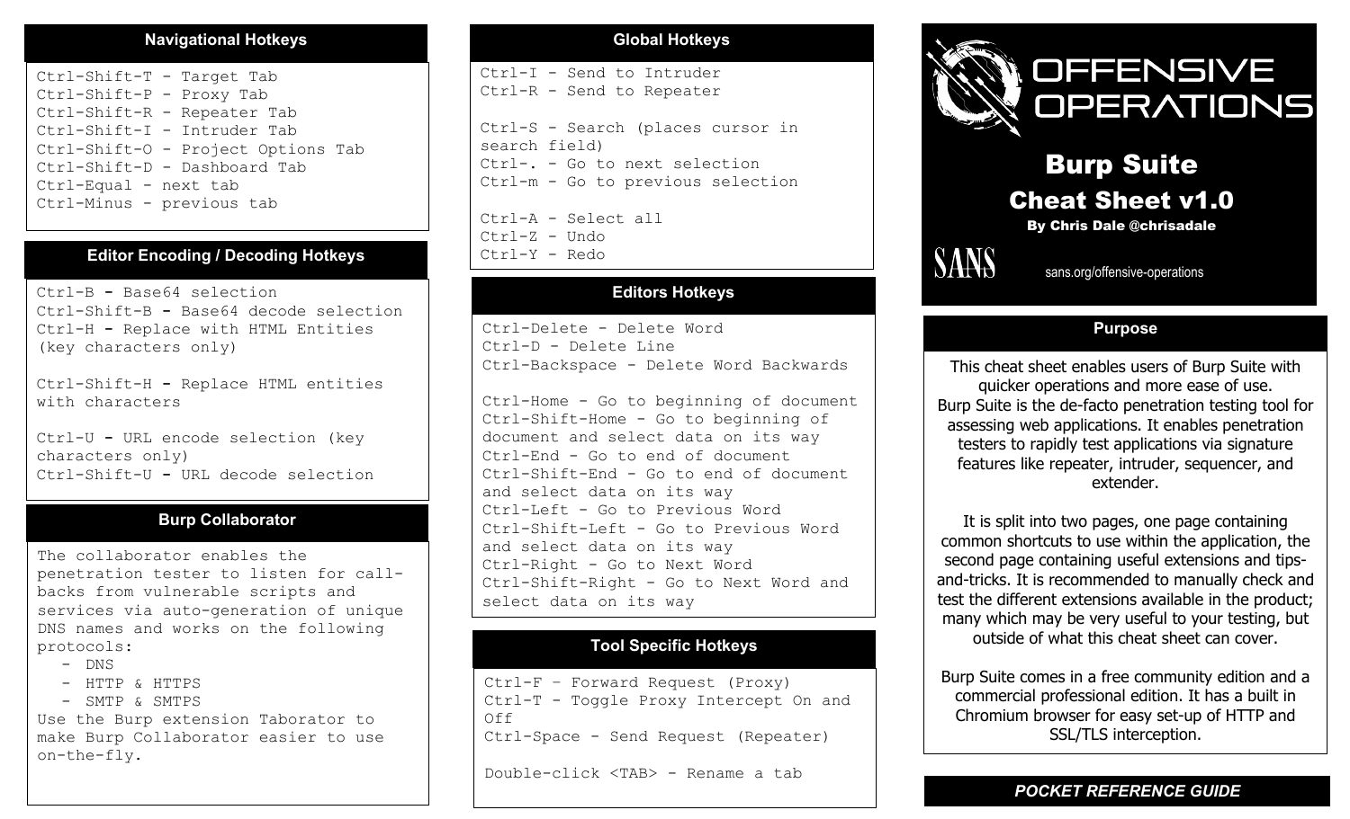# OFFENSIVE OPERATIONS

## Burp Suite Cheat Sheet v1.0

**By Chris Dale @chrisadale**

SANS sans.org/offensive-operations

### Navigational Hotkeys

Ctrl-Shift-T - Target Tab
Ctrl-Shift-P - Proxy Tab
Ctrl-Shift-R - Repeater Tab
Ctrl-Shift-I - Intruder Tab
Ctrl-Shift-O - Project Options Tab
Ctrl-Shift-D - Dashboard Tab
Ctrl-Equal - next tab
Ctrl-Minus - previous tab

### Editor Encoding / Decoding Hotkeys

Ctrl-B - Base64 selection
Ctrl-Shift-B - Base64 decode selection
Ctrl-H - Replace with HTML Entities (key characters only)

Ctrl-Shift-H - Replace HTML entities with characters

Ctrl-U - URL encode selection (key characters only)
Ctrl-Shift-U - URL decode selection

### Burp Collaborator

The collaborator enables the penetration tester to listen for call-backs from vulnerable scripts and services via auto-generation of unique DNS names and works on the following protocols:

- DNS
- HTTP & HTTPS
- SMTP & SMTPS

Use the Burp extension Taborator to make Burp Collaborator easier to use on-the-fly.

### Global Hotkeys

Ctrl-I - Send to Intruder
Ctrl-R - Send to Repeater

Ctrl-S - Search (places cursor in search field)
Ctrl-. - Go to next selection
Ctrl-m - Go to previous selection

Ctrl-A - Select all
Ctrl-Z - Undo
Ctrl-Y - Redo

### Editors Hotkeys

Ctrl-Delete - Delete Word
Ctrl-D - Delete Line
Ctrl-Backspace - Delete Word Backwards

Ctrl-Home - Go to beginning of document
Ctrl-Shift-Home - Go to beginning of document and select data on its way
Ctrl-End - Go to end of document
Ctrl-Shift-End - Go to end of document and select data on its way
Ctrl-Left - Go to Previous Word
Ctrl-Shift-Left - Go to Previous Word and select data on its way
Ctrl-Right - Go to Next Word
Ctrl-Shift-Right - Go to Next Word and select data on its way

### Tool Specific Hotkeys

Ctrl-F – Forward Request (Proxy)
Ctrl-T - Toggle Proxy Intercept On and Off
Ctrl-Space - Send Request (Repeater)

Double-click <TAB> - Rename a tab

### Purpose

This cheat sheet enables users of Burp Suite with quicker operations and more ease of use.
Burp Suite is the de-facto penetration testing tool for assessing web applications. It enables penetration testers to rapidly test applications via signature features like repeater, intruder, sequencer, and extender.

It is split into two pages, one page containing common shortcuts to use within the application, the second page containing useful extensions and tips-and-tricks. It is recommended to manually check and test the different extensions available in the product; many which may be very useful to your testing, but outside of what this cheat sheet can cover.

Burp Suite comes in a free community edition and a commercial professional edition. It has a built in Chromium browser for easy set-up of HTTP and SSL/TLS interception.

***POCKET REFERENCE GUIDE***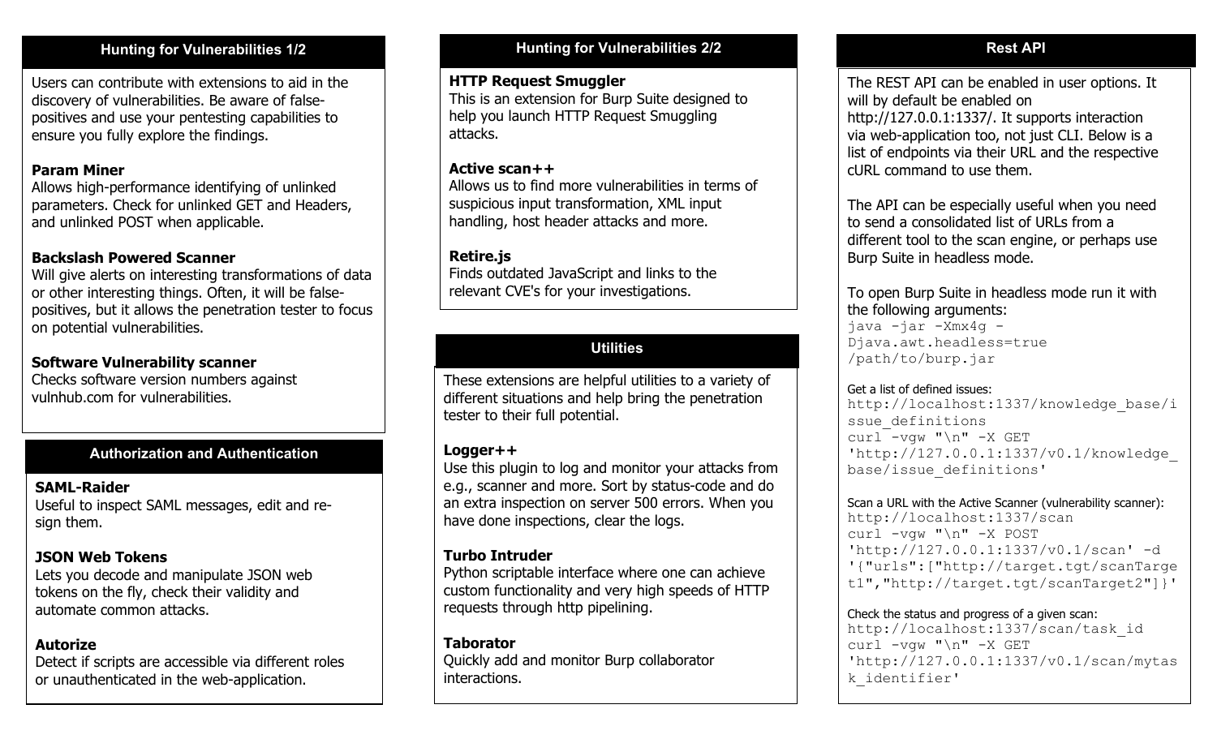## Hunting for Vulnerabilities 1/2

Users can contribute with extensions to aid in the discovery of vulnerabilities. Be aware of false-positives and use your pentesting capabilities to ensure you fully explore the findings.

**Param Miner**
Allows high-performance identifying of unlinked parameters. Check for unlinked GET and Headers, and unlinked POST when applicable.

**Backslash Powered Scanner**
Will give alerts on interesting transformations of data or other interesting things. Often, it will be false-positives, but it allows the penetration tester to focus on potential vulnerabilities.

**Software Vulnerability scanner**
Checks software version numbers against vulnhub.com for vulnerabilities.

## Authorization and Authentication

**SAML-Raider**
Useful to inspect SAML messages, edit and re-sign them.

**JSON Web Tokens**
Lets you decode and manipulate JSON web tokens on the fly, check their validity and automate common attacks.

**Autorize**
Detect if scripts are accessible via different roles or unauthenticated in the web-application.

## Hunting for Vulnerabilities 2/2

**HTTP Request Smuggler**
This is an extension for Burp Suite designed to help you launch HTTP Request Smuggling attacks.

**Active scan++**
Allows us to find more vulnerabilities in terms of suspicious input transformation, XML input handling, host header attacks and more.

**Retire.js**
Finds outdated JavaScript and links to the relevant CVE's for your investigations.

## Utilities

These extensions are helpful utilities to a variety of different situations and help bring the penetration tester to their full potential.

**Logger++**
Use this plugin to log and monitor your attacks from e.g., scanner and more. Sort by status-code and do an extra inspection on server 500 errors. When you have done inspections, clear the logs.

**Turbo Intruder**
Python scriptable interface where one can achieve custom functionality and very high speeds of HTTP requests through http pipelining.

**Taborator**
Quickly add and monitor Burp collaborator interactions.

## Rest API

The REST API can be enabled in user options. It will by default be enabled on http://127.0.0.1:1337/. It supports interaction via web-application too, not just CLI. Below is a list of endpoints via their URL and the respective cURL command to use them.

The API can be especially useful when you need to send a consolidated list of URLs from a different tool to the scan engine, or perhaps use Burp Suite in headless mode.

To open Burp Suite in headless mode run it with the following arguments:

```
java -jar -Xmx4g -Djava.awt.headless=true /path/to/burp.jar
```

Get a list of defined issues:

```
http://localhost:1337/knowledge_base/issue_definitions
curl -vgw "\n" -X GET 'http://127.0.0.1:1337/v0.1/knowledge_base/issue_definitions'
```

Scan a URL with the Active Scanner (vulnerability scanner):

```
http://localhost:1337/scan
curl -vgw "\n" -X POST 'http://127.0.0.1:1337/v0.1/scan' -d '{"urls":["http://target.tgt/scanTarget1","http://target.tgt/scanTarget2"]}'
```

Check the status and progress of a given scan:

```
http://localhost:1337/scan/task_id
curl -vgw "\n" -X GET 'http://127.0.0.1:1337/v0.1/scan/mytask_identifier'
```